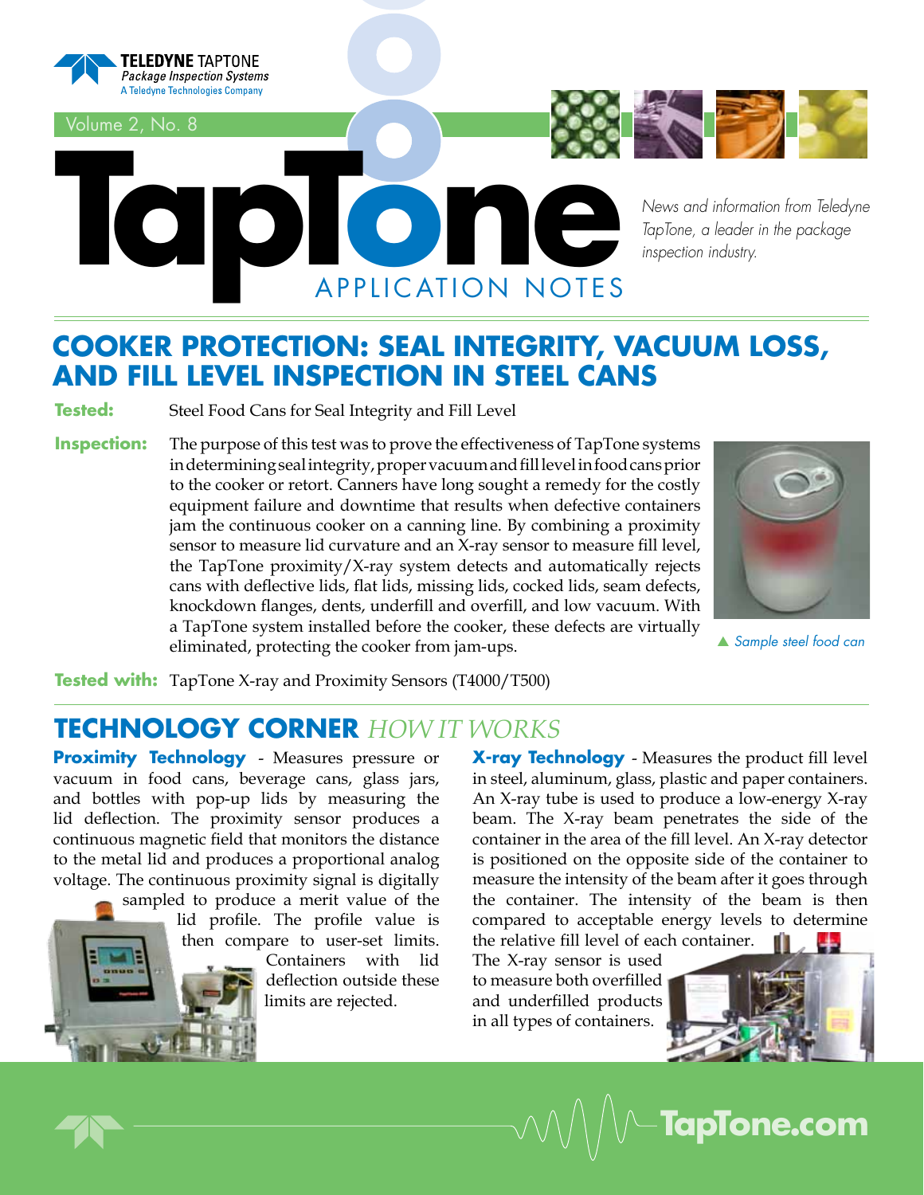**TELEDYNE TAPTONE**
*Package Inspection Systems*
A Teledyne Technologies Company

Volume 2, No. 8

# TapTone APPLICATION NOTES

*News and information from Teledyne TapTone, a leader in the package inspection industry.*

## COOKER PROTECTION: SEAL INTEGRITY, VACUUM LOSS, AND FILL LEVEL INSPECTION IN STEEL CANS

**Tested:** Steel Food Cans for Seal Integrity and Fill Level

**Inspection:** The purpose of this test was to prove the effectiveness of TapTone systems in determining seal integrity, proper vacuum and fill level in food cans prior to the cooker or retort. Canners have long sought a remedy for the costly equipment failure and downtime that results when defective containers jam the continuous cooker on a canning line. By combining a proximity sensor to measure lid curvature and an X-ray sensor to measure fill level, the TapTone proximity/X-ray system detects and automatically rejects cans with deflective lids, flat lids, missing lids, cocked lids, seam defects, knockdown flanges, dents, underfill and overfill, and low vacuum. With a TapTone system installed before the cooker, these defects are virtually eliminated, protecting the cooker from jam-ups.

▲ *Sample steel food can*

**Tested with:** TapTone X-ray and Proximity Sensors (T4000/T500)

## TECHNOLOGY CORNER *HOW IT WORKS*

**Proximity Technology** - Measures pressure or vacuum in food cans, beverage cans, glass jars, and bottles with pop-up lids by measuring the lid deflection. The proximity sensor produces a continuous magnetic field that monitors the distance to the metal lid and produces a proportional analog voltage. The continuous proximity signal is digitally sampled to produce a merit value of the lid profile. The profile value is then compare to user-set limits. Containers with lid deflection outside these limits are rejected.

**X-ray Technology** - Measures the product fill level in steel, aluminum, glass, plastic and paper containers. An X-ray tube is used to produce a low-energy X-ray beam. The X-ray beam penetrates the side of the container in the area of the fill level. An X-ray detector is positioned on the opposite side of the container to measure the intensity of the beam after it goes through the container. The intensity of the beam is then compared to acceptable energy levels to determine the relative fill level of each container. The X-ray sensor is used to measure both overfilled and underfilled products in all types of containers.

TapTone.com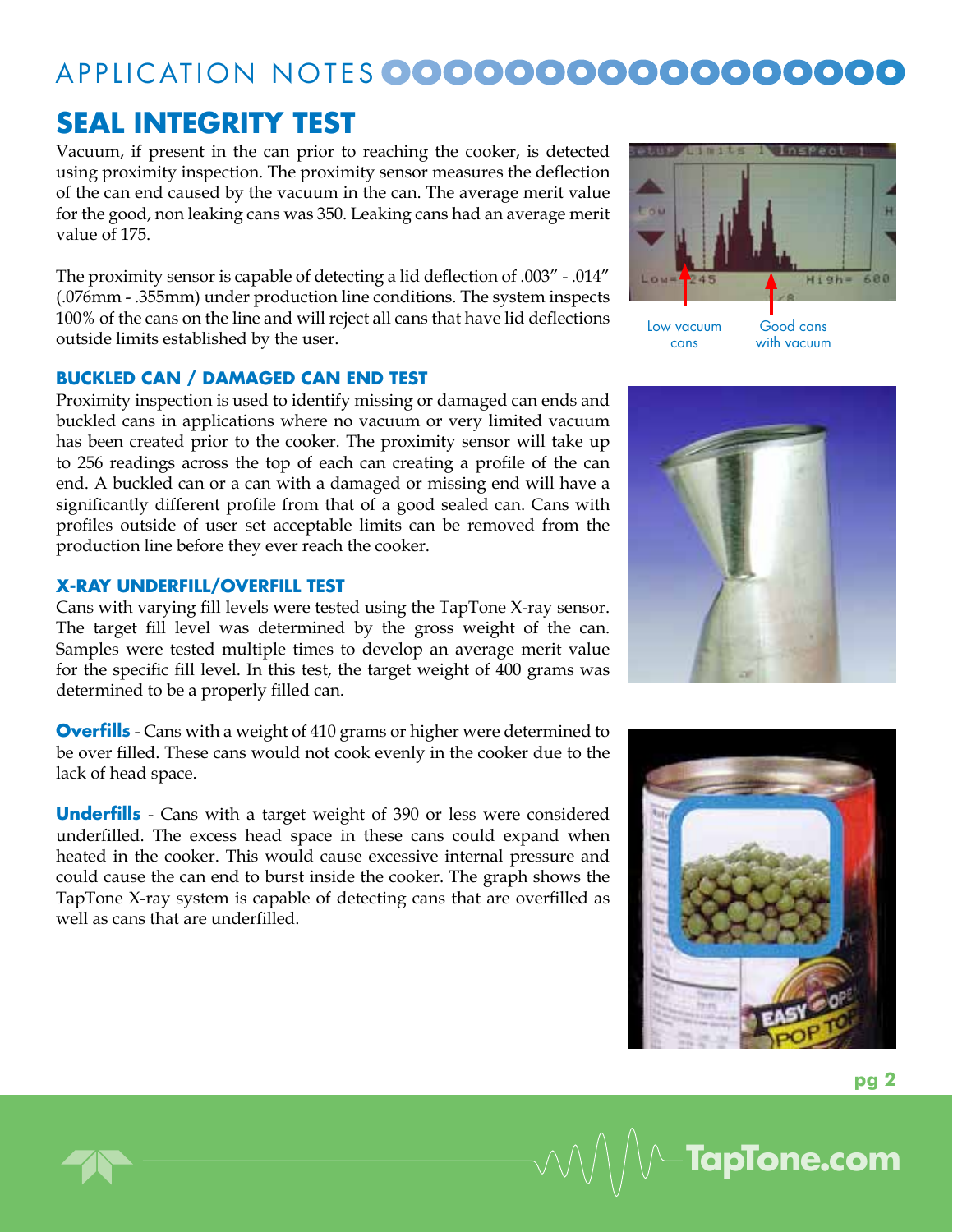# SEAL INTEGRITY TEST

Vacuum, if present in the can prior to reaching the cooker, is detected using proximity inspection. The proximity sensor measures the deflection of the can end caused by the vacuum in the can. The average merit value for the good, non leaking cans was 350. Leaking cans had an average merit value of 175.

The proximity sensor is capable of detecting a lid deflection of .003" - .014" (.076mm - .355mm) under production line conditions. The system inspects 100% of the cans on the line and will reject all cans that have lid deflections outside limits established by the user.

Low vacuum cans

Good cans with vacuum

### BUCKLED CAN / DAMAGED CAN END TEST

Proximity inspection is used to identify missing or damaged can ends and buckled cans in applications where no vacuum or very limited vacuum has been created prior to the cooker. The proximity sensor will take up to 256 readings across the top of each can creating a profile of the can end. A buckled can or a can with a damaged or missing end will have a significantly different profile from that of a good sealed can. Cans with profiles outside of user set acceptable limits can be removed from the production line before they ever reach the cooker.

### X-RAY UNDERFILL/OVERFILL TEST

Cans with varying fill levels were tested using the TapTone X-ray sensor. The target fill level was determined by the gross weight of the can. Samples were tested multiple times to develop an average merit value for the specific fill level. In this test, the target weight of 400 grams was determined to be a properly filled can.

**Overfills** - Cans with a weight of 410 grams or higher were determined to be over filled. These cans would not cook evenly in the cooker due to the lack of head space.

**Underfills** - Cans with a target weight of 390 or less were considered underfilled. The excess head space in these cans could expand when heated in the cooker. This would cause excessive internal pressure and could cause the can end to burst inside the cooker. The graph shows the TapTone X-ray system is capable of detecting cans that are overfilled as well as cans that are underfilled.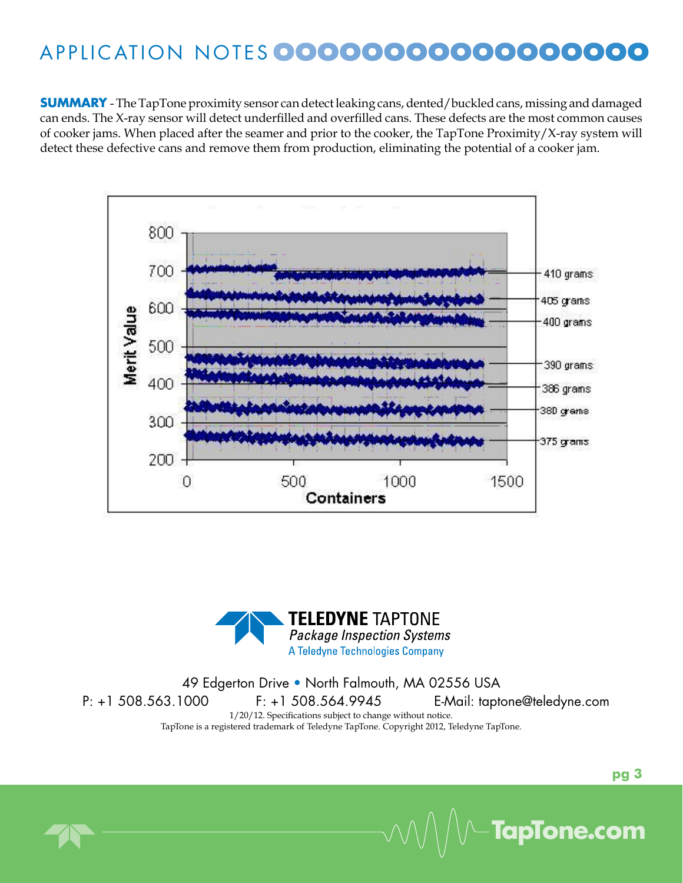APPLICATION NOTES

**SUMMARY** - The TapTone proximity sensor can detect leaking cans, dented/buckled cans, missing and damaged can ends. The X-ray sensor will detect underfilled and overfilled cans. These defects are the most common causes of cooker jams. When placed after the seamer and prior to the cooker, the TapTone Proximity/X-ray system will detect these defective cans and remove them from production, eliminating the potential of a cooker jam.

Merit Value

800
700
600
500
400
300
200

0
500
1000
1500

Containers

410 grams
405 grams
400 grams
390 grams
386 grams
380 grams
375 grams

**TELEDYNE TAPTONE**
*Package Inspection Systems*
A Teledyne Technologies Company

49 Edgerton Drive • North Falmouth, MA 02556 USA
P: +1 508.563.1000 F: +1 508.564.9945 E-Mail: taptone@teledyne.com
1/20/12. Specifications subject to change without notice.
TapTone is a registered trademark of Teledyne TapTone. Copyright 2012, Teledyne TapTone.

TapTone.com